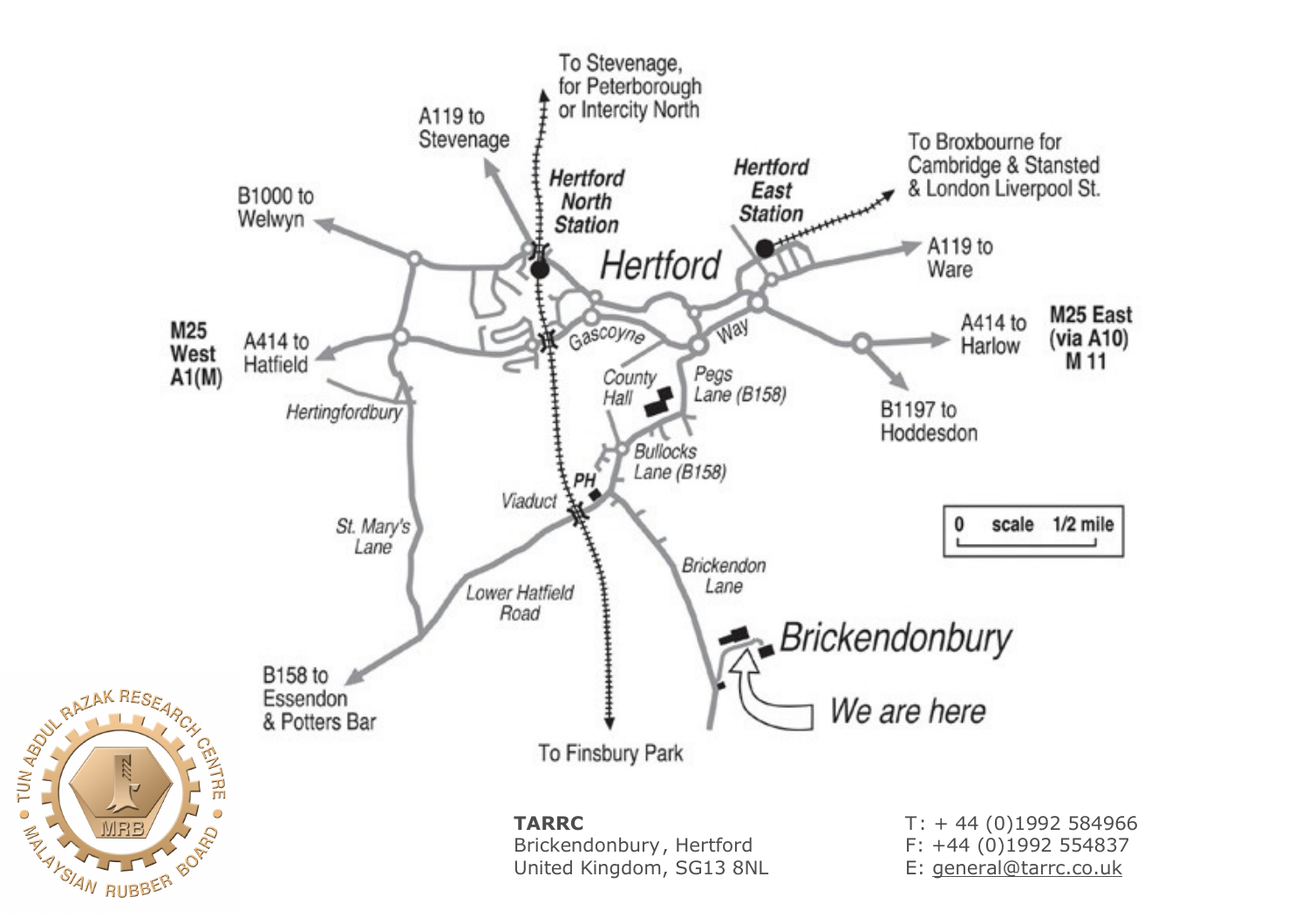Hertford

To Stevenage, for Peterborough or Intercity North

A119 to Stevenage

B1000 to Welwyn

Hertford North Station

Hertford East Station

To Broxbourne for Cambridge & Stansted & London Liverpool St.

A119 to Ware

M25 West A1(M)

A414 to Hatfield

Gascoyne Way

A414 to Harlow

M25 East (via A10) M 11

Hertingfordbury

County Hall

Pegs Lane (B158)

B1197 to Hoddesdon

Bullocks Lane (B158)

PH

Viaduct

0 scale 1/2 mile

St. Mary's Lane

Lower Hatfield Road

Brickendon Lane

Brickendonbury

We are here

B158 to Essendon & Potters Bar

To Finsbury Park

TUN ABDUL RAZAK RESEARCH CENTRE • MALAYSIAN RUBBER BOARD • MRB

**TARRC**
Brickendonbury, Hertford
United Kingdom, SG13 8NL

T: + 44 (0)1992 584966
F: +44 (0)1992 554837
E: general@tarrc.co.uk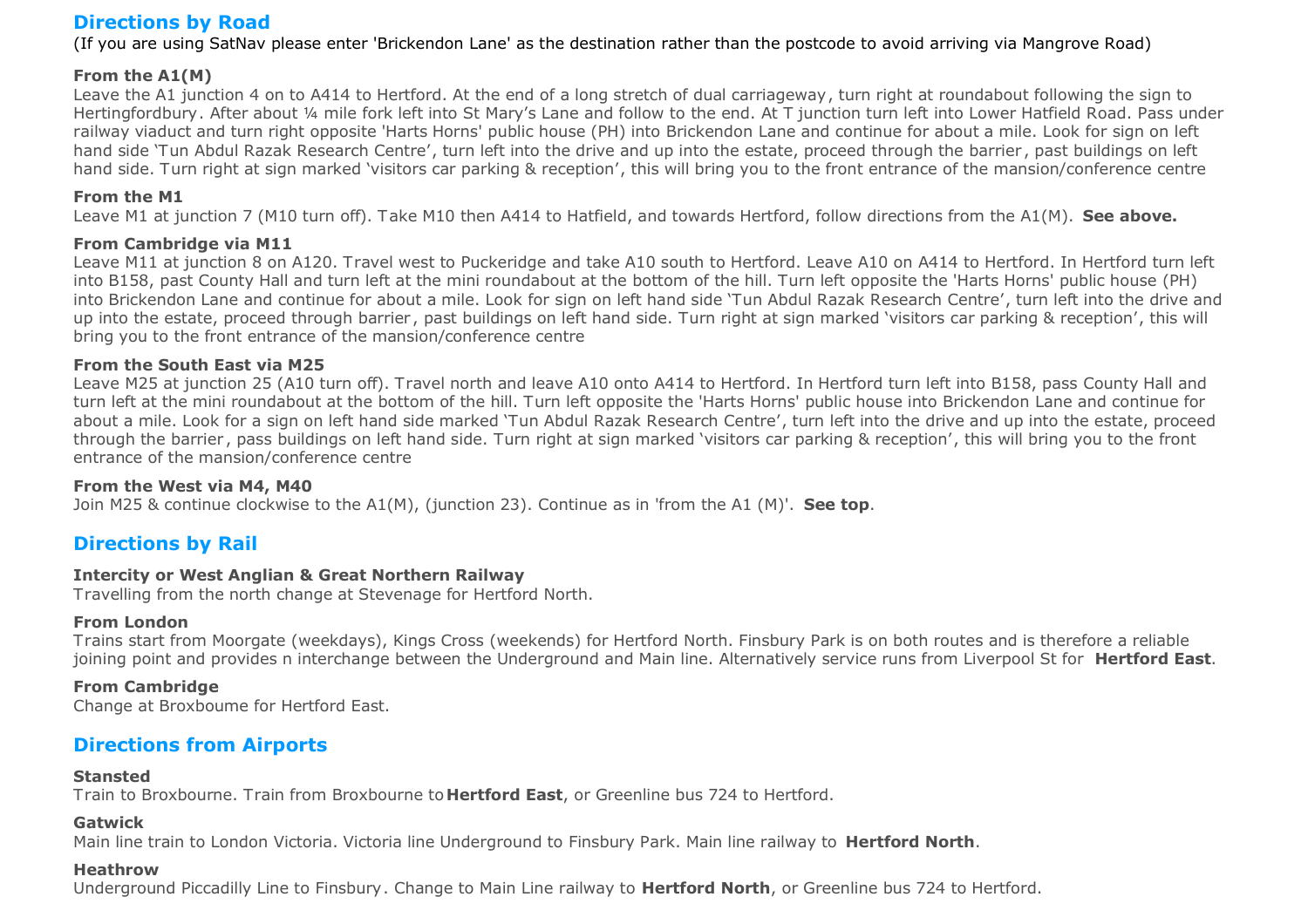## Directions by Road

(If you are using SatNav please enter 'Brickendon Lane' as the destination rather than the postcode to avoid arriving via Mangrove Road)

**From the A1(M)**

Leave the A1 junction 4 on to A414 to Hertford. At the end of a long stretch of dual carriageway, turn right at roundabout following the sign to Hertingfordbury. After about ¼ mile fork left into St Mary's Lane and follow to the end. At T junction turn left into Lower Hatfield Road. Pass under railway viaduct and turn right opposite 'Harts Horns' public house (PH) into Brickendon Lane and continue for about a mile. Look for sign on left hand side 'Tun Abdul Razak Research Centre', turn left into the drive and up into the estate, proceed through the barrier, past buildings on left hand side. Turn right at sign marked 'visitors car parking & reception', this will bring you to the front entrance of the mansion/conference centre

**From the M1**

Leave M1 at junction 7 (M10 turn off). Take M10 then A414 to Hatfield, and towards Hertford, follow directions from the A1(M). **See above.**

**From Cambridge via M11**

Leave M11 at junction 8 on A120. Travel west to Puckeridge and take A10 south to Hertford. Leave A10 on A414 to Hertford. In Hertford turn left into B158, past County Hall and turn left at the mini roundabout at the bottom of the hill. Turn left opposite the 'Harts Horns' public house (PH) into Brickendon Lane and continue for about a mile. Look for sign on left hand side 'Tun Abdul Razak Research Centre', turn left into the drive and up into the estate, proceed through barrier, past buildings on left hand side. Turn right at sign marked 'visitors car parking & reception', this will bring you to the front entrance of the mansion/conference centre

**From the South East via M25**

Leave M25 at junction 25 (A10 turn off). Travel north and leave A10 onto A414 to Hertford. In Hertford turn left into B158, pass County Hall and turn left at the mini roundabout at the bottom of the hill. Turn left opposite the 'Harts Horns' public house into Brickendon Lane and continue for about a mile. Look for a sign on left hand side marked 'Tun Abdul Razak Research Centre', turn left into the drive and up into the estate, proceed through the barrier, pass buildings on left hand side. Turn right at sign marked 'visitors car parking & reception', this will bring you to the front entrance of the mansion/conference centre

**From the West via M4, M40**

Join M25 & continue clockwise to the A1(M), (junction 23). Continue as in 'from the A1 (M)'. **See top**.

## Directions by Rail

**Intercity or West Anglian & Great Northern Railway**

Travelling from the north change at Stevenage for Hertford North.

**From London**

Trains start from Moorgate (weekdays), Kings Cross (weekends) for Hertford North. Finsbury Park is on both routes and is therefore a reliable joining point and provides n interchange between the Underground and Main line. Alternatively service runs from Liverpool St for **Hertford East**.

**From Cambridge**

Change at Broxboume for Hertford East.

## Directions from Airports

**Stansted**

Train to Broxbourne. Train from Broxbourne to **Hertford East**, or Greenline bus 724 to Hertford.

**Gatwick**

Main line train to London Victoria. Victoria line Underground to Finsbury Park. Main line railway to **Hertford North**.

**Heathrow**

Underground Piccadilly Line to Finsbury. Change to Main Line railway to **Hertford North**, or Greenline bus 724 to Hertford.